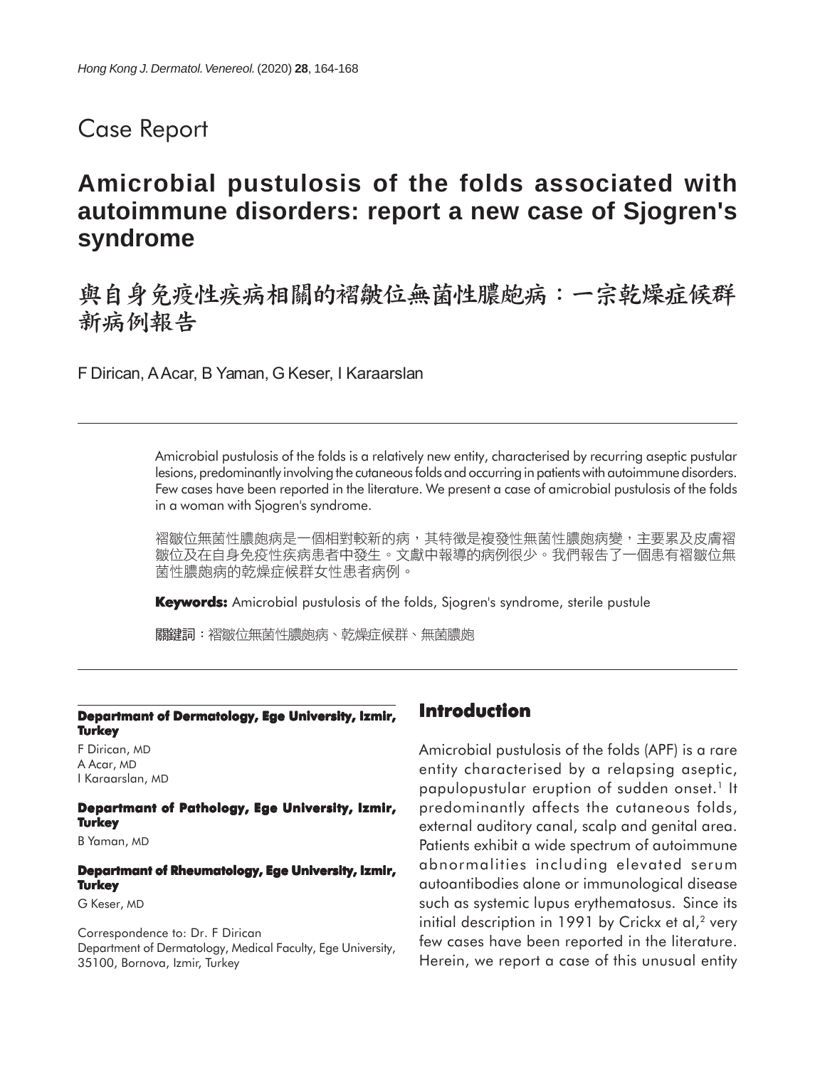Case Report

# Amicrobial pustulosis of the folds associated with autoimmune disorders: report a new case of Sjogren's syndrome

# 與自身免疫性疾病相關的褶皺位無菌性膿皰病：一宗乾燥症候群新病例報告

F Dirican, A Acar, B Yaman, G Keser, I Karaarslan

Amicrobial pustulosis of the folds is a relatively new entity, characterised by recurring aseptic pustular lesions, predominantly involving the cutaneous folds and occurring in patients with autoimmune disorders. Few cases have been reported in the literature. We present a case of amicrobial pustulosis of the folds in a woman with Sjogren's syndrome.

褶皺位無菌性膿皰病是一個相對較新的病，其特徵是複發性無菌性膿皰病變，主要累及皮膚褶皺位及在自身免疫性疾病患者中發生。文獻中報導的病例很少。我們報告了一個患有褶皺位無菌性膿皰病的乾燥症候群女性患者病例。

**Keywords:** Amicrobial pustulosis of the folds, Sjogren's syndrome, sterile pustule

關鍵詞：褶皺位無菌性膿皰病、乾燥症候群、無菌膿皰

**Departmant of Dermatology, Ege University, Izmir, Turkey**

F Dirican, MD
A Acar, MD
I Karaarslan, MD

**Departmant of Pathology, Ege University, Izmir, Turkey**

B Yaman, MD

**Departmant of Rheumatology, Ege University, Izmir, Turkey**

G Keser, MD

Correspondence to: Dr. F Dirican
Department of Dermatology, Medical Faculty, Ege University, 35100, Bornova, Izmir, Turkey

## Introduction

Amicrobial pustulosis of the folds (APF) is a rare entity characterised by a relapsing aseptic, papulopustular eruption of sudden onset.[1] It predominantly affects the cutaneous folds, external auditory canal, scalp and genital area. Patients exhibit a wide spectrum of autoimmune abnormalities including elevated serum autoantibodies alone or immunological disease such as systemic lupus erythematosus. Since its initial description in 1991 by Crickx et al,[2] very few cases have been reported in the literature. Herein, we report a case of this unusual entity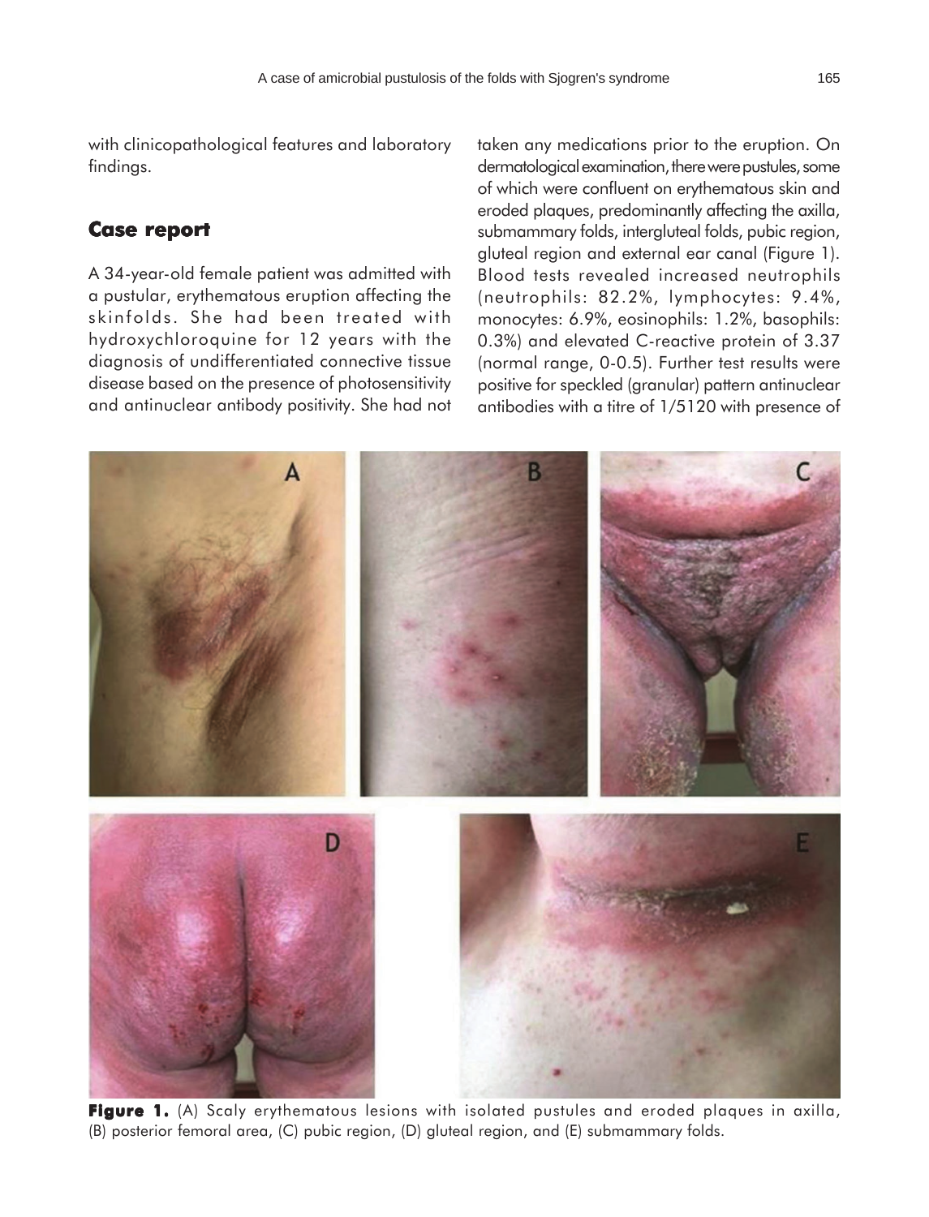with clinicopathological features and laboratory findings.

## Case report

A 34-year-old female patient was admitted with a pustular, erythematous eruption affecting the skinfolds. She had been treated with hydroxychloroquine for 12 years with the diagnosis of undifferentiated connective tissue disease based on the presence of photosensitivity and antinuclear antibody positivity. She had not taken any medications prior to the eruption. On dermatological examination, there were pustules, some of which were confluent on erythematous skin and eroded plaques, predominantly affecting the axilla, submammary folds, intergluteal folds, pubic region, gluteal region and external ear canal (Figure 1). Blood tests revealed increased neutrophils (neutrophils: 82.2%, lymphocytes: 9.4%, monocytes: 6.9%, eosinophils: 1.2%, basophils: 0.3%) and elevated C-reactive protein of 3.37 (normal range, 0-0.5). Further test results were positive for speckled (granular) pattern antinuclear antibodies with a titre of 1/5120 with presence of

**Figure 1.** (A) Scaly erythematous lesions with isolated pustules and eroded plaques in axilla, (B) posterior femoral area, (C) pubic region, (D) gluteal region, and (E) submammary folds.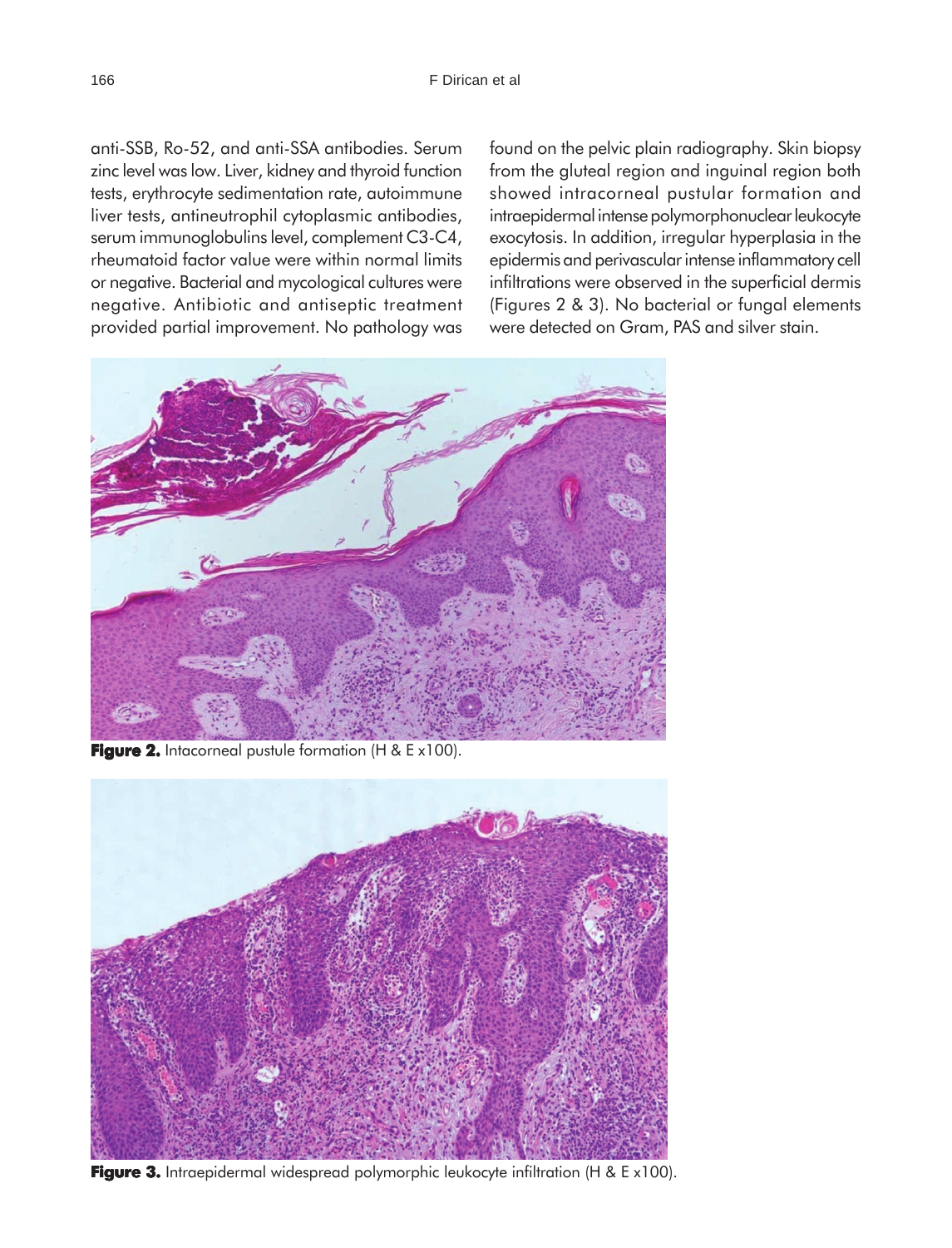anti-SSB, Ro-52, and anti-SSA antibodies. Serum zinc level was low. Liver, kidney and thyroid function tests, erythrocyte sedimentation rate, autoimmune liver tests, antineutrophil cytoplasmic antibodies, serum immunoglobulins level, complement C3-C4, rheumatoid factor value were within normal limits or negative. Bacterial and mycological cultures were negative. Antibiotic and antiseptic treatment provided partial improvement. No pathology was found on the pelvic plain radiography. Skin biopsy from the gluteal region and inguinal region both showed intracorneal pustular formation and intraepidermal intense polymorphonuclear leukocyte exocytosis. In addition, irregular hyperplasia in the epidermis and perivascular intense inflammatory cell infiltrations were observed in the superficial dermis (Figures 2 & 3). No bacterial or fungal elements were detected on Gram, PAS and silver stain.

**Figure 2.** Intacorneal pustule formation (H & E x100).

**Figure 3.** Intraepidermal widespread polymorphic leukocyte infiltration (H & E x100).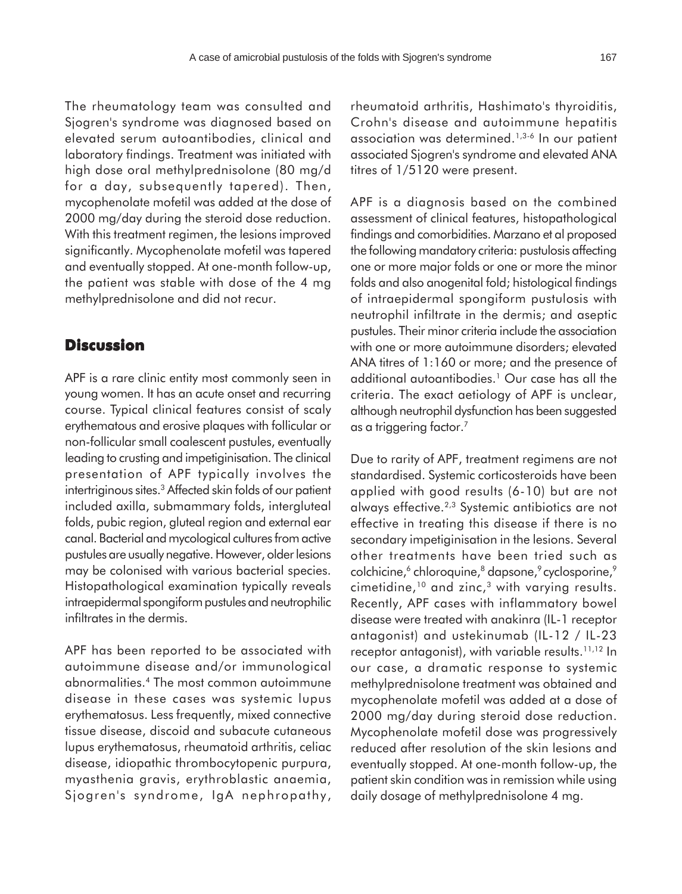The rheumatology team was consulted and Sjogren's syndrome was diagnosed based on elevated serum autoantibodies, clinical and laboratory findings. Treatment was initiated with high dose oral methylprednisolone (80 mg/d for a day, subsequently tapered). Then, mycophenolate mofetil was added at the dose of 2000 mg/day during the steroid dose reduction. With this treatment regimen, the lesions improved significantly. Mycophenolate mofetil was tapered and eventually stopped. At one-month follow-up, the patient was stable with dose of the 4 mg methylprednisolone and did not recur.

## Discussion

APF is a rare clinic entity most commonly seen in young women. It has an acute onset and recurring course. Typical clinical features consist of scaly erythematous and erosive plaques with follicular or non-follicular small coalescent pustules, eventually leading to crusting and impetiginisation. The clinical presentation of APF typically involves the intertriginous sites.[3] Affected skin folds of our patient included axilla, submammary folds, intergluteal folds, pubic region, gluteal region and external ear canal. Bacterial and mycological cultures from active pustules are usually negative. However, older lesions may be colonised with various bacterial species. Histopathological examination typically reveals intraepidermal spongiform pustules and neutrophilic infiltrates in the dermis.

APF has been reported to be associated with autoimmune disease and/or immunological abnormalities.[4] The most common autoimmune disease in these cases was systemic lupus erythematosus. Less frequently, mixed connective tissue disease, discoid and subacute cutaneous lupus erythematosus, rheumatoid arthritis, celiac disease, idiopathic thrombocytopenic purpura, myasthenia gravis, erythroblastic anaemia, Sjogren's syndrome, IgA nephropathy, rheumatoid arthritis, Hashimato's thyroiditis, Crohn's disease and autoimmune hepatitis association was determined.[1,3-6] In our patient associated Sjogren's syndrome and elevated ANA titres of 1/5120 were present.

APF is a diagnosis based on the combined assessment of clinical features, histopathological findings and comorbidities. Marzano et al proposed the following mandatory criteria: pustulosis affecting one or more major folds or one or more the minor folds and also anogenital fold; histological findings of intraepidermal spongiform pustulosis with neutrophil infiltrate in the dermis; and aseptic pustules. Their minor criteria include the association with one or more autoimmune disorders; elevated ANA titres of 1:160 or more; and the presence of additional autoantibodies.[1] Our case has all the criteria. The exact aetiology of APF is unclear, although neutrophil dysfunction has been suggested as a triggering factor.[7]

Due to rarity of APF, treatment regimens are not standardised. Systemic corticosteroids have been applied with good results (6-10) but are not always effective.[2,3] Systemic antibiotics are not effective in treating this disease if there is no secondary impetiginisation in the lesions. Several other treatments have been tried such as colchicine,[6] chloroquine,[8] dapsone,[9] cyclosporine,[9] cimetidine,[10] and zinc,[3] with varying results. Recently, APF cases with inflammatory bowel disease were treated with anakinra (IL-1 receptor antagonist) and ustekinumab (IL-12 / IL-23 receptor antagonist), with variable results.[11,12] In our case, a dramatic response to systemic methylprednisolone treatment was obtained and mycophenolate mofetil was added at a dose of 2000 mg/day during steroid dose reduction. Mycophenolate mofetil dose was progressively reduced after resolution of the skin lesions and eventually stopped. At one-month follow-up, the patient skin condition was in remission while using daily dosage of methylprednisolone 4 mg.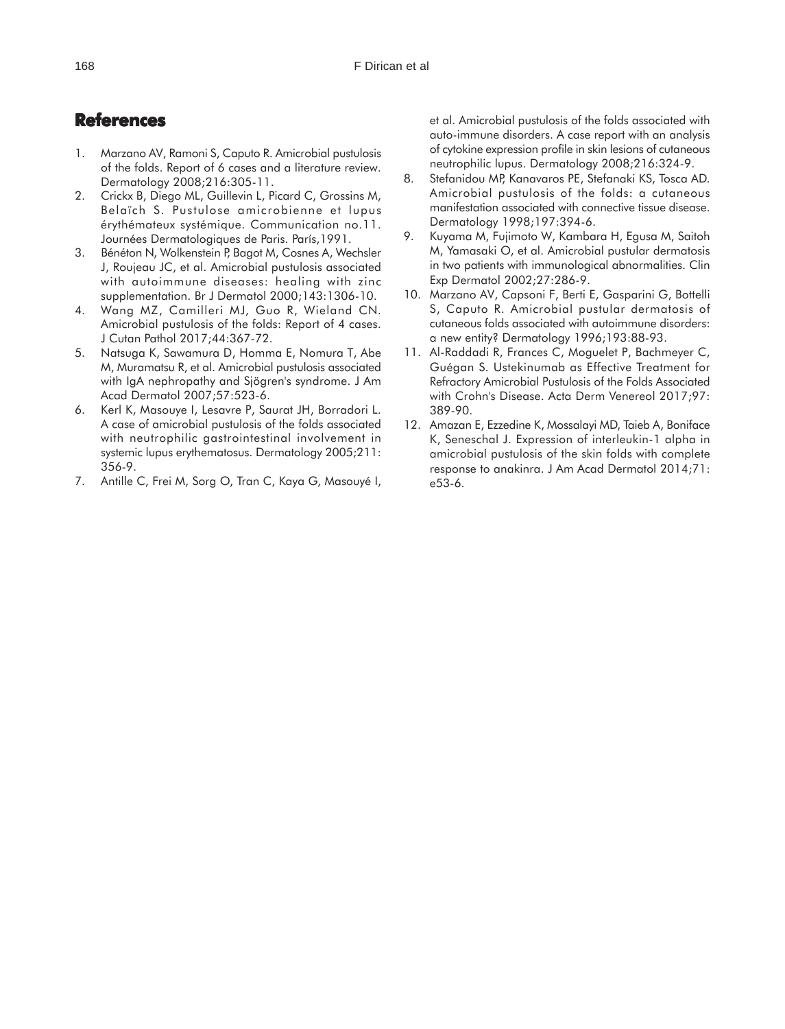## References

1. Marzano AV, Ramoni S, Caputo R. Amicrobial pustulosis of the folds. Report of 6 cases and a literature review. Dermatology 2008;216:305-11.
2. Crickx B, Diego ML, Guillevin L, Picard C, Grossins M, Belaïch S. Pustulose amicrobienne et lupus érythémateux systémique. Communication no.11. Journées Dermatologiques de Paris. París,1991.
3. Bénéton N, Wolkenstein P, Bagot M, Cosnes A, Wechsler J, Roujeau JC, et al. Amicrobial pustulosis associated with autoimmune diseases: healing with zinc supplementation. Br J Dermatol 2000;143:1306-10.
4. Wang MZ, Camilleri MJ, Guo R, Wieland CN. Amicrobial pustulosis of the folds: Report of 4 cases. J Cutan Pathol 2017;44:367-72.
5. Natsuga K, Sawamura D, Homma E, Nomura T, Abe M, Muramatsu R, et al. Amicrobial pustulosis associated with IgA nephropathy and Sjögren's syndrome. J Am Acad Dermatol 2007;57:523-6.
6. Kerl K, Masouye I, Lesavre P, Saurat JH, Borradori L. A case of amicrobial pustulosis of the folds associated with neutrophilic gastrointestinal involvement in systemic lupus erythematosus. Dermatology 2005;211: 356-9.
7. Antille C, Frei M, Sorg O, Tran C, Kaya G, Masouyé I, et al. Amicrobial pustulosis of the folds associated with auto-immune disorders. A case report with an analysis of cytokine expression profile in skin lesions of cutaneous neutrophilic lupus. Dermatology 2008;216:324-9.
8. Stefanidou MP, Kanavaros PE, Stefanaki KS, Tosca AD. Amicrobial pustulosis of the folds: a cutaneous manifestation associated with connective tissue disease. Dermatology 1998;197:394-6.
9. Kuyama M, Fujimoto W, Kambara H, Egusa M, Saitoh M, Yamasaki O, et al. Amicrobial pustular dermatosis in two patients with immunological abnormalities. Clin Exp Dermatol 2002;27:286-9.
10. Marzano AV, Capsoni F, Berti E, Gasparini G, Bottelli S, Caputo R. Amicrobial pustular dermatosis of cutaneous folds associated with autoimmune disorders: a new entity? Dermatology 1996;193:88-93.
11. Al-Raddadi R, Frances C, Moguelet P, Bachmeyer C, Guégan S. Ustekinumab as Effective Treatment for Refractory Amicrobial Pustulosis of the Folds Associated with Crohn's Disease. Acta Derm Venereol 2017;97: 389-90.
12. Amazan E, Ezzedine K, Mossalayi MD, Taieb A, Boniface K, Seneschal J. Expression of interleukin-1 alpha in amicrobial pustulosis of the skin folds with complete response to anakinra. J Am Acad Dermatol 2014;71: e53-6.